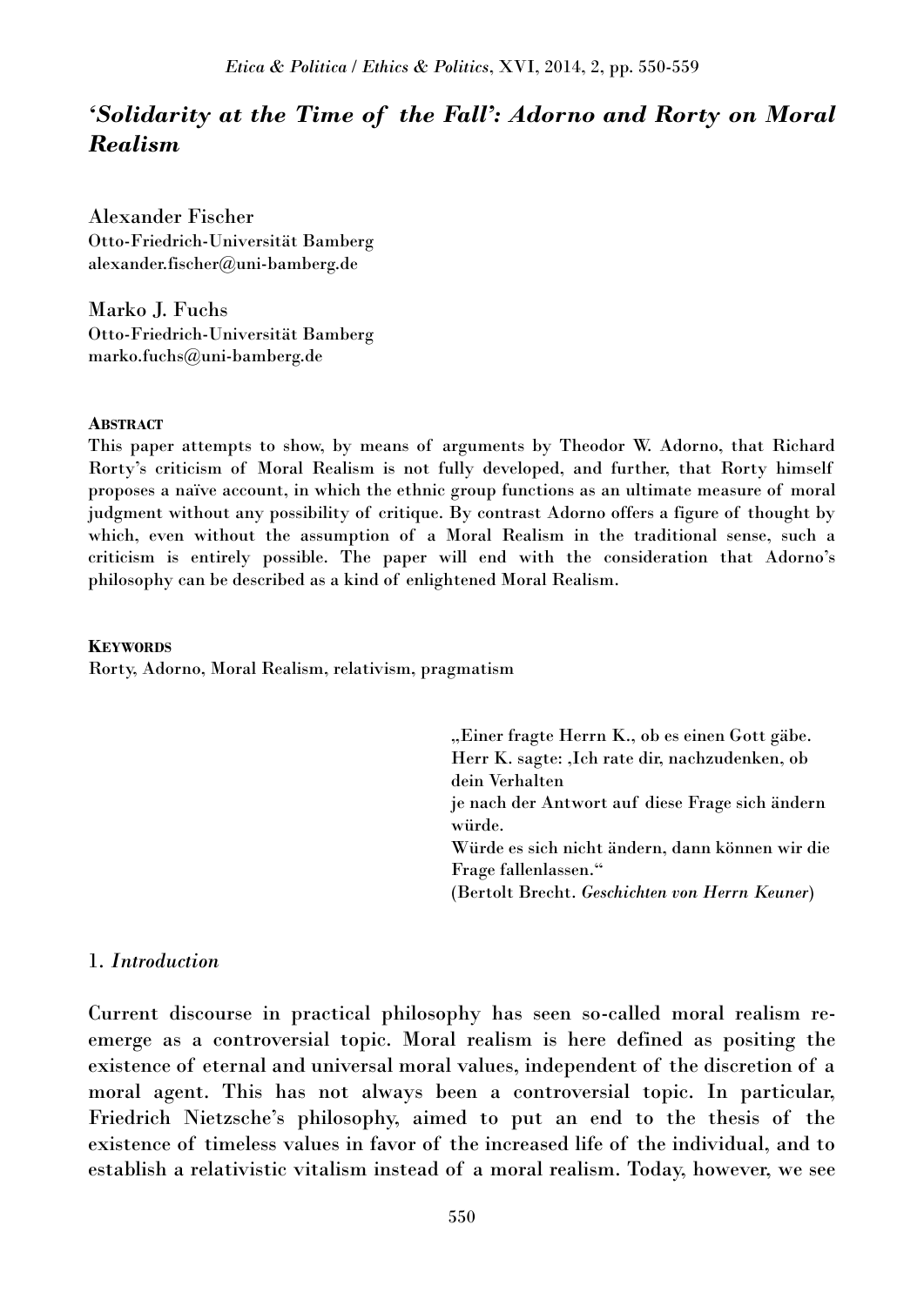# *'Solidarity at the Time of the Fall': Adorno and Rorty on Moral Realism*

Alexander Fischer
Otto-Friedrich-Universität Bamberg
alexander.fischer@uni-bamberg.de

Marko J. Fuchs
Otto-Friedrich-Universität Bamberg
marko.fuchs@uni-bamberg.de

**ABSTRACT**

This paper attempts to show, by means of arguments by Theodor W. Adorno, that Richard Rorty's criticism of Moral Realism is not fully developed, and further, that Rorty himself proposes a naïve account, in which the ethnic group functions as an ultimate measure of moral judgment without any possibility of critique. By contrast Adorno offers a figure of thought by which, even without the assumption of a Moral Realism in the traditional sense, such a criticism is entirely possible. The paper will end with the consideration that Adorno's philosophy can be described as a kind of enlightened Moral Realism.

**KEYWORDS**

Rorty, Adorno, Moral Realism, relativism, pragmatism

> „Einer fragte Herrn K., ob es einen Gott gäbe.
> Herr K. sagte: ‚Ich rate dir, nachzudenken, ob dein Verhalten
> je nach der Antwort auf diese Frage sich ändern würde.
> Würde es sich nicht ändern, dann können wir die Frage fallenlassen."
> (Bertolt Brecht. *Geschichten von Herrn Keuner*)

## 1. *Introduction*

Current discourse in practical philosophy has seen so-called moral realism re-emerge as a controversial topic. Moral realism is here defined as positing the existence of eternal and universal moral values, independent of the discretion of a moral agent. This has not always been a controversial topic. In particular, Friedrich Nietzsche's philosophy, aimed to put an end to the thesis of the existence of timeless values in favor of the increased life of the individual, and to establish a relativistic vitalism instead of a moral realism. Today, however, we see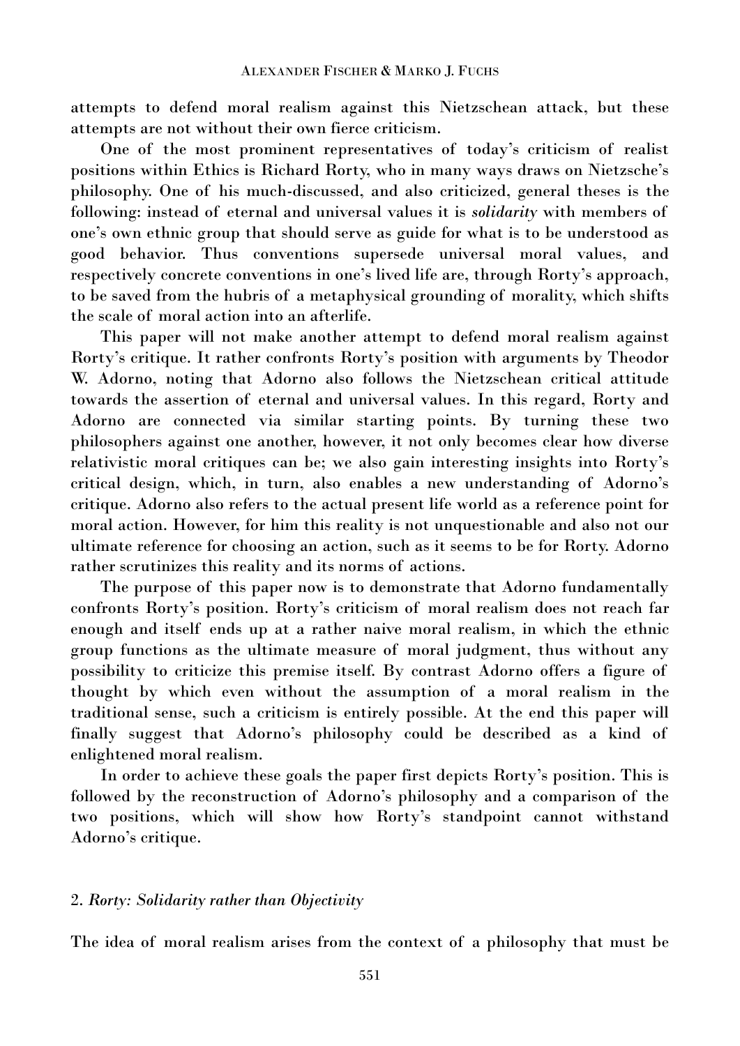attempts to defend moral realism against this Nietzschean attack, but these attempts are not without their own fierce criticism.

One of the most prominent representatives of today's criticism of realist positions within Ethics is Richard Rorty, who in many ways draws on Nietzsche's philosophy. One of his much-discussed, and also criticized, general theses is the following: instead of eternal and universal values it is ***solidarity*** with members of one's own ethnic group that should serve as guide for what is to be understood as good behavior. Thus conventions supersede universal moral values, and respectively concrete conventions in one's lived life are, through Rorty's approach, to be saved from the hubris of a metaphysical grounding of morality, which shifts the scale of moral action into an afterlife.

This paper will not make another attempt to defend moral realism against Rorty's critique. It rather confronts Rorty's position with arguments by Theodor W. Adorno, noting that Adorno also follows the Nietzschean critical attitude towards the assertion of eternal and universal values. In this regard, Rorty and Adorno are connected via similar starting points. By turning these two philosophers against one another, however, it not only becomes clear how diverse relativistic moral critiques can be; we also gain interesting insights into Rorty's critical design, which, in turn, also enables a new understanding of Adorno's critique. Adorno also refers to the actual present life world as a reference point for moral action. However, for him this reality is not unquestionable and also not our ultimate reference for choosing an action, such as it seems to be for Rorty. Adorno rather scrutinizes this reality and its norms of actions.

The purpose of this paper now is to demonstrate that Adorno fundamentally confronts Rorty's position. Rorty's criticism of moral realism does not reach far enough and itself ends up at a rather naive moral realism, in which the ethnic group functions as the ultimate measure of moral judgment, thus without any possibility to criticize this premise itself. By contrast Adorno offers a figure of thought by which even without the assumption of a moral realism in the traditional sense, such a criticism is entirely possible. At the end this paper will finally suggest that Adorno's philosophy could be described as a kind of enlightened moral realism.

In order to achieve these goals the paper first depicts Rorty's position. This is followed by the reconstruction of Adorno's philosophy and a comparison of the two positions, which will show how Rorty's standpoint cannot withstand Adorno's critique.

## 2. *Rorty: Solidarity rather than Objectivity*

The idea of moral realism arises from the context of a philosophy that must be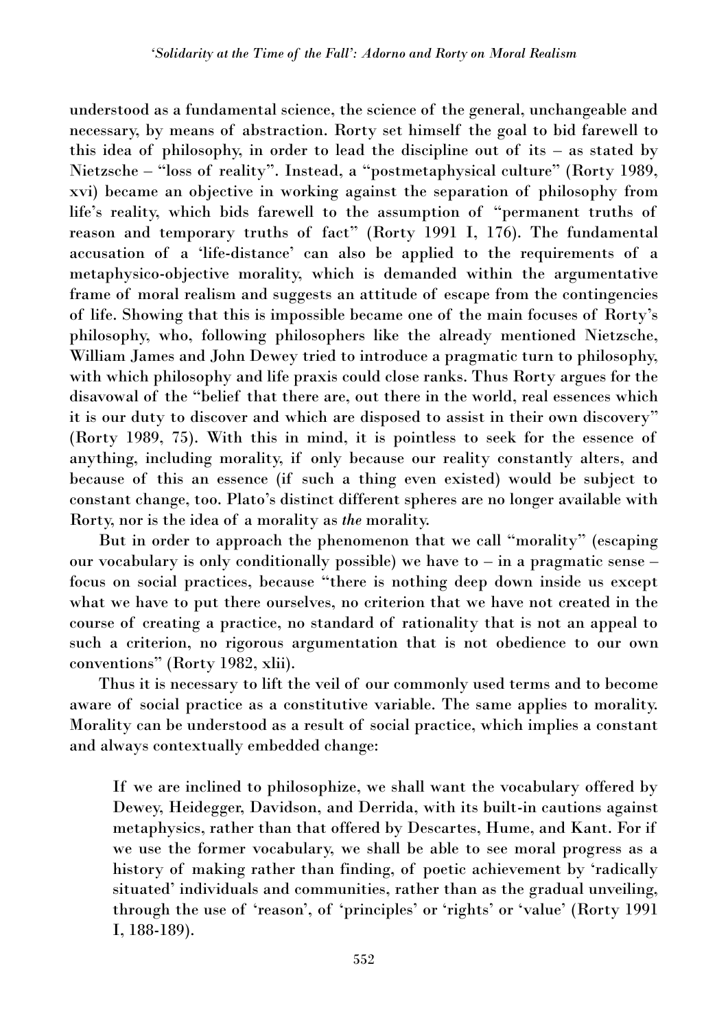understood as a fundamental science, the science of the general, unchangeable and necessary, by means of abstraction. Rorty set himself the goal to bid farewell to this idea of philosophy, in order to lead the discipline out of its – as stated by Nietzsche – "loss of reality". Instead, a "postmetaphysical culture" (Rorty 1989, xvi) became an objective in working against the separation of philosophy from life's reality, which bids farewell to the assumption of "permanent truths of reason and temporary truths of fact" (Rorty 1991 I, 176). The fundamental accusation of a 'life-distance' can also be applied to the requirements of a metaphysico-objective morality, which is demanded within the argumentative frame of moral realism and suggests an attitude of escape from the contingencies of life. Showing that this is impossible became one of the main focuses of Rorty's philosophy, who, following philosophers like the already mentioned Nietzsche, William James and John Dewey tried to introduce a pragmatic turn to philosophy, with which philosophy and life praxis could close ranks. Thus Rorty argues for the disavowal of the "belief that there are, out there in the world, real essences which it is our duty to discover and which are disposed to assist in their own discovery" (Rorty 1989, 75). With this in mind, it is pointless to seek for the essence of anything, including morality, if only because our reality constantly alters, and because of this an essence (if such a thing even existed) would be subject to constant change, too. Plato's distinct different spheres are no longer available with Rorty, nor is the idea of a morality as *the* morality.

But in order to approach the phenomenon that we call "morality" (escaping our vocabulary is only conditionally possible) we have to – in a pragmatic sense – focus on social practices, because "there is nothing deep down inside us except what we have to put there ourselves, no criterion that we have not created in the course of creating a practice, no standard of rationality that is not an appeal to such a criterion, no rigorous argumentation that is not obedience to our own conventions" (Rorty 1982, xlii).

Thus it is necessary to lift the veil of our commonly used terms and to become aware of social practice as a constitutive variable. The same applies to morality. Morality can be understood as a result of social practice, which implies a constant and always contextually embedded change:

> If we are inclined to philosophize, we shall want the vocabulary offered by Dewey, Heidegger, Davidson, and Derrida, with its built-in cautions against metaphysics, rather than that offered by Descartes, Hume, and Kant. For if we use the former vocabulary, we shall be able to see moral progress as a history of making rather than finding, of poetic achievement by 'radically situated' individuals and communities, rather than as the gradual unveiling, through the use of 'reason', of 'principles' or 'rights' or 'value' (Rorty 1991 I, 188-189).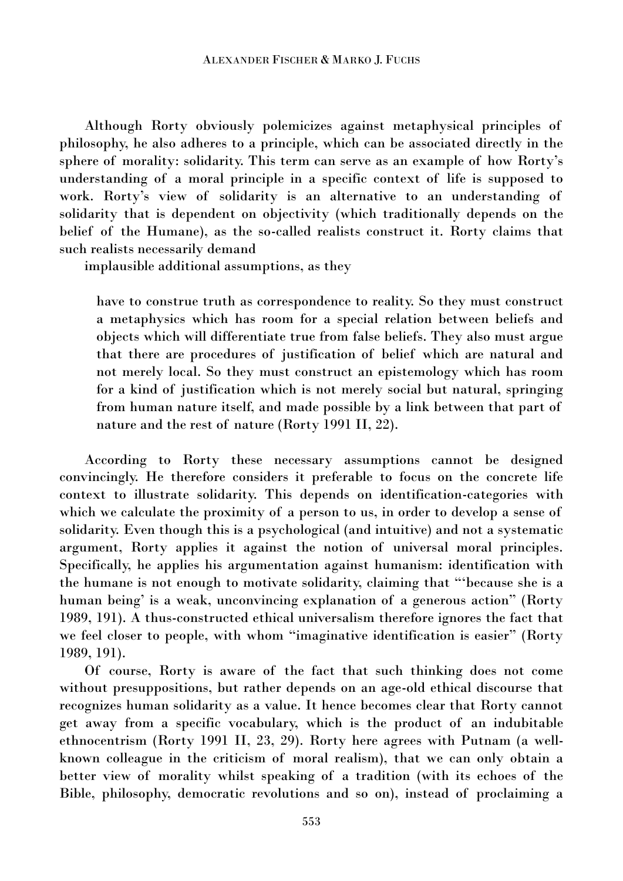Although Rorty obviously polemicizes against metaphysical principles of philosophy, he also adheres to a principle, which can be associated directly in the sphere of morality: solidarity. This term can serve as an example of how Rorty's understanding of a moral principle in a specific context of life is supposed to work. Rorty's view of solidarity is an alternative to an understanding of solidarity that is dependent on objectivity (which traditionally depends on the belief of the Humane), as the so-called realists construct it. Rorty claims that such realists necessarily demand

implausible additional assumptions, as they

> have to construe truth as correspondence to reality. So they must construct a metaphysics which has room for a special relation between beliefs and objects which will differentiate true from false beliefs. They also must argue that there are procedures of justification of belief which are natural and not merely local. So they must construct an epistemology which has room for a kind of justification which is not merely social but natural, springing from human nature itself, and made possible by a link between that part of nature and the rest of nature (Rorty 1991 II, 22).

According to Rorty these necessary assumptions cannot be designed convincingly. He therefore considers it preferable to focus on the concrete life context to illustrate solidarity. This depends on identification-categories with which we calculate the proximity of a person to us, in order to develop a sense of solidarity. Even though this is a psychological (and intuitive) and not a systematic argument, Rorty applies it against the notion of universal moral principles. Specifically, he applies his argumentation against humanism: identification with the humane is not enough to motivate solidarity, claiming that "'because she is a human being' is a weak, unconvincing explanation of a generous action" (Rorty 1989, 191). A thus-constructed ethical universalism therefore ignores the fact that we feel closer to people, with whom "imaginative identification is easier" (Rorty 1989, 191).

Of course, Rorty is aware of the fact that such thinking does not come without presuppositions, but rather depends on an age-old ethical discourse that recognizes human solidarity as a value. It hence becomes clear that Rorty cannot get away from a specific vocabulary, which is the product of an indubitable ethnocentrism (Rorty 1991 II, 23, 29). Rorty here agrees with Putnam (a well-known colleague in the criticism of moral realism), that we can only obtain a better view of morality whilst speaking of a tradition (with its echoes of the Bible, philosophy, democratic revolutions and so on), instead of proclaiming a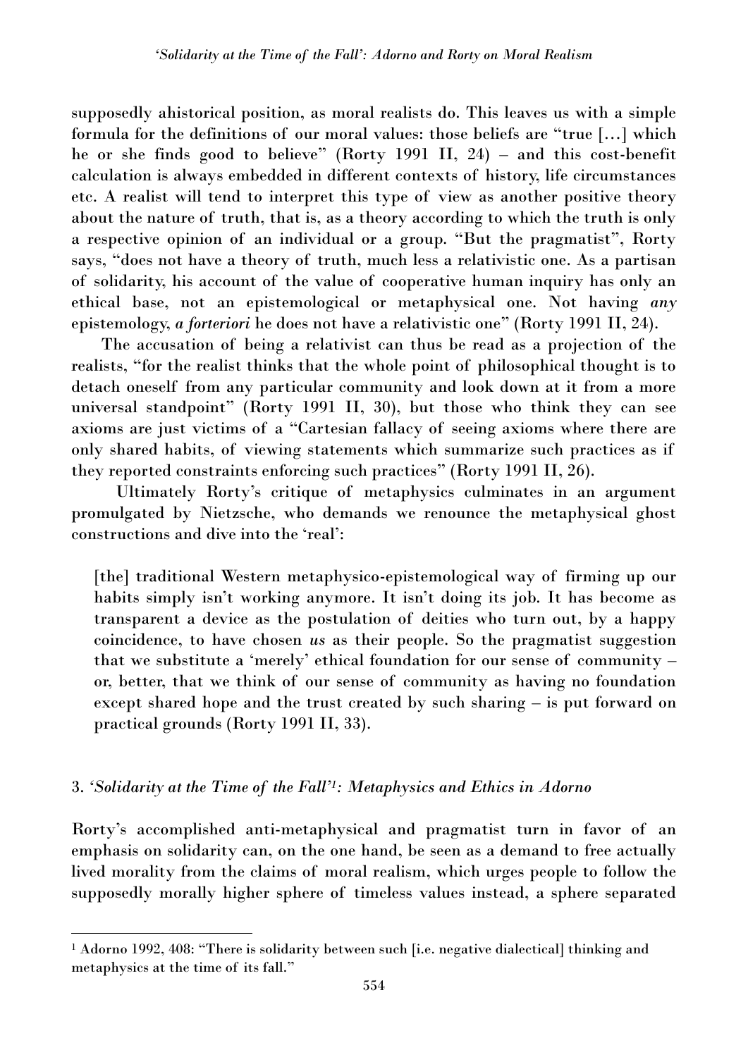supposedly ahistorical position, as moral realists do. This leaves us with a simple formula for the definitions of our moral values: those beliefs are "true […] which he or she finds good to believe" (Rorty 1991 II, 24) – and this cost-benefit calculation is always embedded in different contexts of history, life circumstances etc. A realist will tend to interpret this type of view as another positive theory about the nature of truth, that is, as a theory according to which the truth is only a respective opinion of an individual or a group. "But the pragmatist", Rorty says, "does not have a theory of truth, much less a relativistic one. As a partisan of solidarity, his account of the value of cooperative human inquiry has only an ethical base, not an epistemological or metaphysical one. Not having *any* epistemology, *a forteriori* he does not have a relativistic one" (Rorty 1991 II, 24).

The accusation of being a relativist can thus be read as a projection of the realists, "for the realist thinks that the whole point of philosophical thought is to detach oneself from any particular community and look down at it from a more universal standpoint" (Rorty 1991 II, 30), but those who think they can see axioms are just victims of a "Cartesian fallacy of seeing axioms where there are only shared habits, of viewing statements which summarize such practices as if they reported constraints enforcing such practices" (Rorty 1991 II, 26).

Ultimately Rorty's critique of metaphysics culminates in an argument promulgated by Nietzsche, who demands we renounce the metaphysical ghost constructions and dive into the 'real':

> [the] traditional Western metaphysico-epistemological way of firming up our habits simply isn't working anymore. It isn't doing its job. It has become as transparent a device as the postulation of deities who turn out, by a happy coincidence, to have chosen *us* as their people. So the pragmatist suggestion that we substitute a 'merely' ethical foundation for our sense of community – or, better, that we think of our sense of community as having no foundation except shared hope and the trust created by such sharing – is put forward on practical grounds (Rorty 1991 II, 33).

### 3. *'Solidarity at the Time of the Fall'*[1]*: Metaphysics and Ethics in Adorno*

Rorty's accomplished anti-metaphysical and pragmatist turn in favor of an emphasis on solidarity can, on the one hand, be seen as a demand to free actually lived morality from the claims of moral realism, which urges people to follow the supposedly morally higher sphere of timeless values instead, a sphere separated

---

[1] Adorno 1992, 408: "There is solidarity between such [i.e. negative dialectical] thinking and metaphysics at the time of its fall."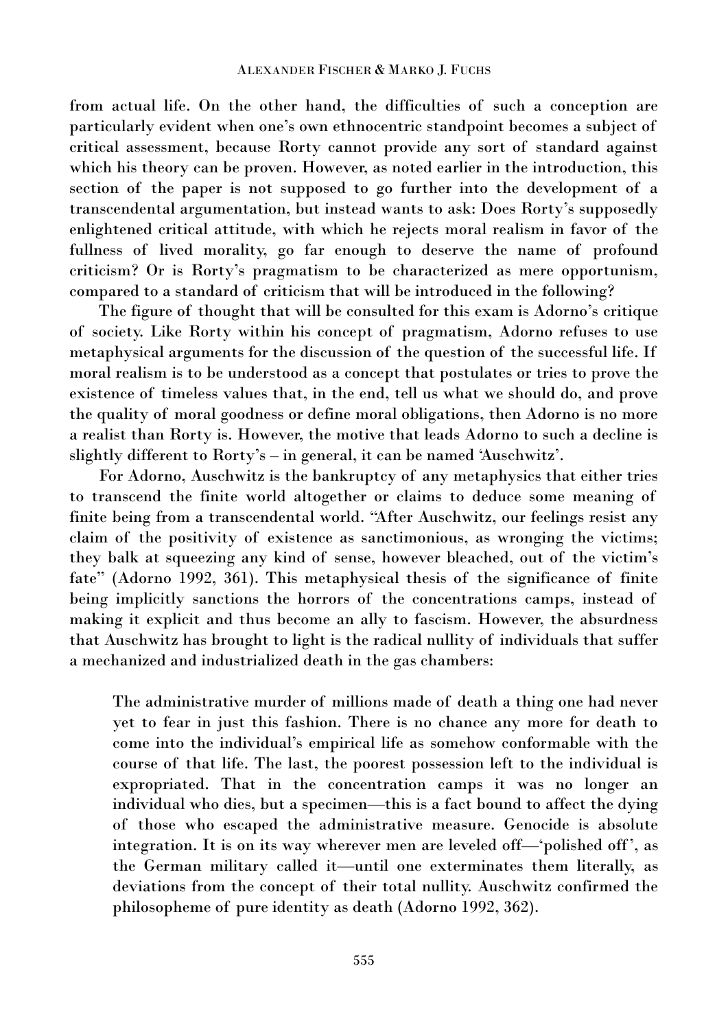from actual life. On the other hand, the difficulties of such a conception are particularly evident when one's own ethnocentric standpoint becomes a subject of critical assessment, because Rorty cannot provide any sort of standard against which his theory can be proven. However, as noted earlier in the introduction, this section of the paper is not supposed to go further into the development of a transcendental argumentation, but instead wants to ask: Does Rorty's supposedly enlightened critical attitude, with which he rejects moral realism in favor of the fullness of lived morality, go far enough to deserve the name of profound criticism? Or is Rorty's pragmatism to be characterized as mere opportunism, compared to a standard of criticism that will be introduced in the following?

The figure of thought that will be consulted for this exam is Adorno's critique of society. Like Rorty within his concept of pragmatism, Adorno refuses to use metaphysical arguments for the discussion of the question of the successful life. If moral realism is to be understood as a concept that postulates or tries to prove the existence of timeless values that, in the end, tell us what we should do, and prove the quality of moral goodness or define moral obligations, then Adorno is no more a realist than Rorty is. However, the motive that leads Adorno to such a decline is slightly different to Rorty's – in general, it can be named 'Auschwitz'.

For Adorno, Auschwitz is the bankruptcy of any metaphysics that either tries to transcend the finite world altogether or claims to deduce some meaning of finite being from a transcendental world. "After Auschwitz, our feelings resist any claim of the positivity of existence as sanctimonious, as wronging the victims; they balk at squeezing any kind of sense, however bleached, out of the victim's fate" (Adorno 1992, 361). This metaphysical thesis of the significance of finite being implicitly sanctions the horrors of the concentrations camps, instead of making it explicit and thus become an ally to fascism. However, the absurdness that Auschwitz has brought to light is the radical nullity of individuals that suffer a mechanized and industrialized death in the gas chambers:

> The administrative murder of millions made of death a thing one had never yet to fear in just this fashion. There is no chance any more for death to come into the individual's empirical life as somehow conformable with the course of that life. The last, the poorest possession left to the individual is expropriated. That in the concentration camps it was no longer an individual who dies, but a specimen—this is a fact bound to affect the dying of those who escaped the administrative measure. Genocide is absolute integration. It is on its way wherever men are leveled off—'polished off', as the German military called it—until one exterminates them literally, as deviations from the concept of their total nullity. Auschwitz confirmed the philosopheme of pure identity as death (Adorno 1992, 362).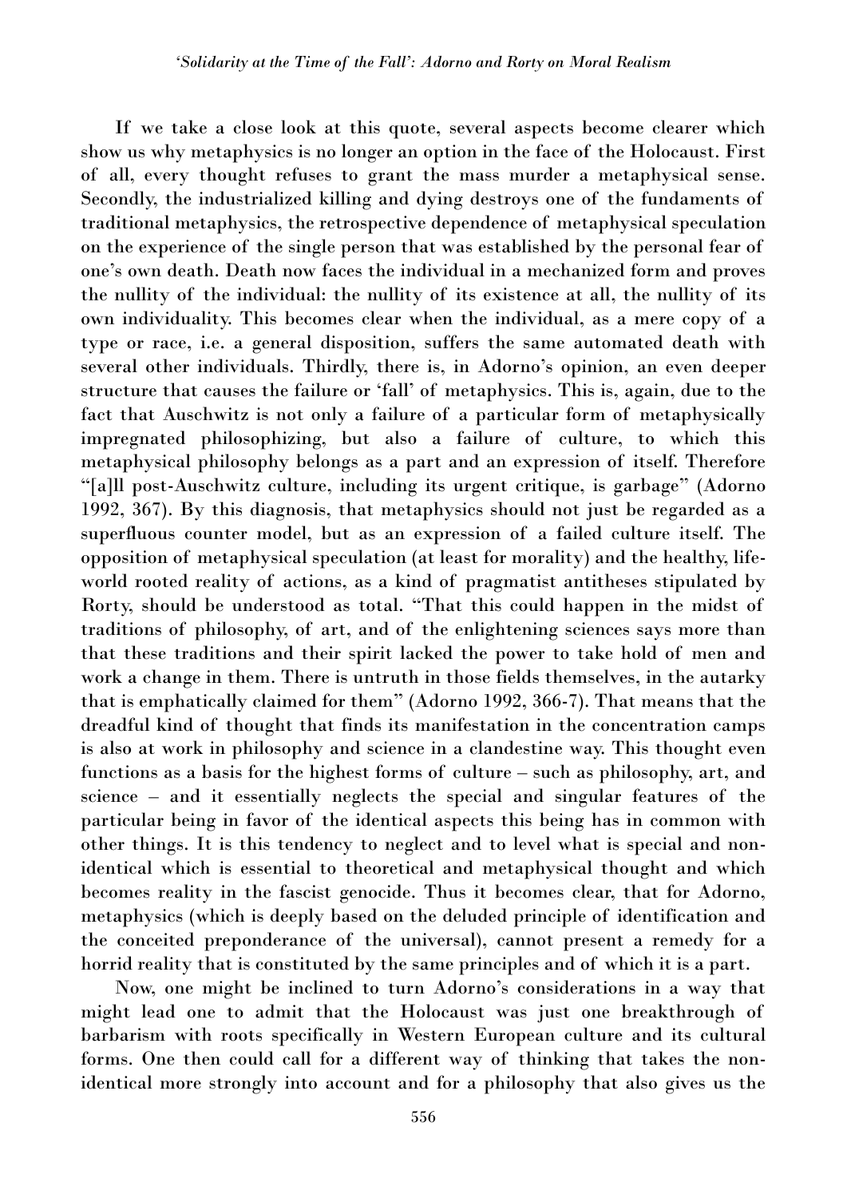If we take a close look at this quote, several aspects become clearer which show us why metaphysics is no longer an option in the face of the Holocaust. First of all, every thought refuses to grant the mass murder a metaphysical sense. Secondly, the industrialized killing and dying destroys one of the fundaments of traditional metaphysics, the retrospective dependence of metaphysical speculation on the experience of the single person that was established by the personal fear of one's own death. Death now faces the individual in a mechanized form and proves the nullity of the individual: the nullity of its existence at all, the nullity of its own individuality. This becomes clear when the individual, as a mere copy of a type or race, i.e. a general disposition, suffers the same automated death with several other individuals. Thirdly, there is, in Adorno's opinion, an even deeper structure that causes the failure or 'fall' of metaphysics. This is, again, due to the fact that Auschwitz is not only a failure of a particular form of metaphysically impregnated philosophizing, but also a failure of culture, to which this metaphysical philosophy belongs as a part and an expression of itself. Therefore "[a]ll post-Auschwitz culture, including its urgent critique, is garbage" (Adorno 1992, 367). By this diagnosis, that metaphysics should not just be regarded as a superfluous counter model, but as an expression of a failed culture itself. The opposition of metaphysical speculation (at least for morality) and the healthy, life-world rooted reality of actions, as a kind of pragmatist antitheses stipulated by Rorty, should be understood as total. "That this could happen in the midst of traditions of philosophy, of art, and of the enlightening sciences says more than that these traditions and their spirit lacked the power to take hold of men and work a change in them. There is untruth in those fields themselves, in the autarky that is emphatically claimed for them" (Adorno 1992, 366-7). That means that the dreadful kind of thought that finds its manifestation in the concentration camps is also at work in philosophy and science in a clandestine way. This thought even functions as a basis for the highest forms of culture – such as philosophy, art, and science – and it essentially neglects the special and singular features of the particular being in favor of the identical aspects this being has in common with other things. It is this tendency to neglect and to level what is special and non-identical which is essential to theoretical and metaphysical thought and which becomes reality in the fascist genocide. Thus it becomes clear, that for Adorno, metaphysics (which is deeply based on the deluded principle of identification and the conceited preponderance of the universal), cannot present a remedy for a horrid reality that is constituted by the same principles and of which it is a part.

Now, one might be inclined to turn Adorno's considerations in a way that might lead one to admit that the Holocaust was just one breakthrough of barbarism with roots specifically in Western European culture and its cultural forms. One then could call for a different way of thinking that takes the non-identical more strongly into account and for a philosophy that also gives us the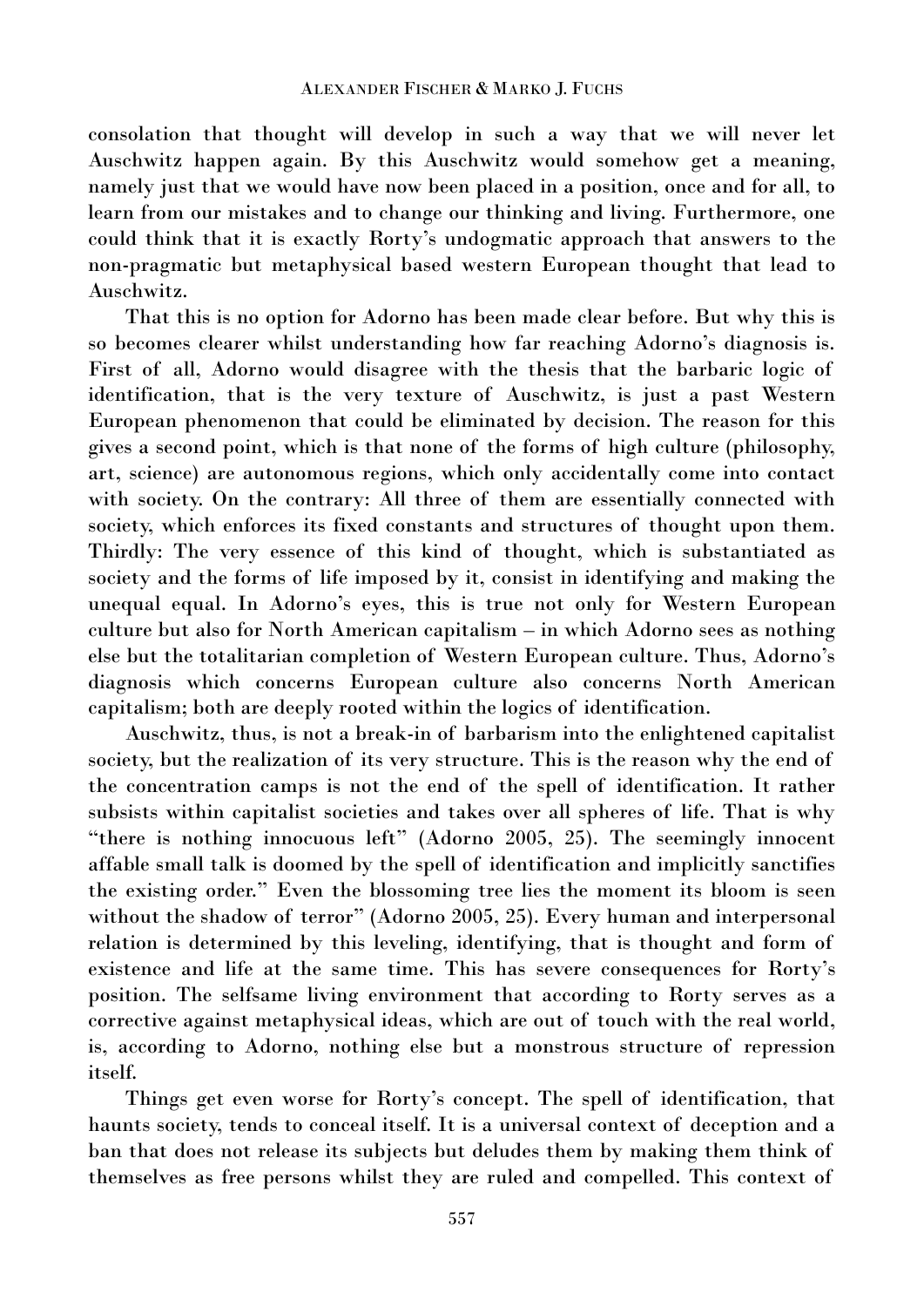consolation that thought will develop in such a way that we will never let Auschwitz happen again. By this Auschwitz would somehow get a meaning, namely just that we would have now been placed in a position, once and for all, to learn from our mistakes and to change our thinking and living. Furthermore, one could think that it is exactly Rorty's undogmatic approach that answers to the non-pragmatic but metaphysical based western European thought that lead to Auschwitz.

That this is no option for Adorno has been made clear before. But why this is so becomes clearer whilst understanding how far reaching Adorno's diagnosis is. First of all, Adorno would disagree with the thesis that the barbaric logic of identification, that is the very texture of Auschwitz, is just a past Western European phenomenon that could be eliminated by decision. The reason for this gives a second point, which is that none of the forms of high culture (philosophy, art, science) are autonomous regions, which only accidentally come into contact with society. On the contrary: All three of them are essentially connected with society, which enforces its fixed constants and structures of thought upon them. Thirdly: The very essence of this kind of thought, which is substantiated as society and the forms of life imposed by it, consist in identifying and making the unequal equal. In Adorno's eyes, this is true not only for Western European culture but also for North American capitalism – in which Adorno sees as nothing else but the totalitarian completion of Western European culture. Thus, Adorno's diagnosis which concerns European culture also concerns North American capitalism; both are deeply rooted within the logics of identification.

Auschwitz, thus, is not a break-in of barbarism into the enlightened capitalist society, but the realization of its very structure. This is the reason why the end of the concentration camps is not the end of the spell of identification. It rather subsists within capitalist societies and takes over all spheres of life. That is why "there is nothing innocuous left" (Adorno 2005, 25). The seemingly innocent affable small talk is doomed by the spell of identification and implicitly sanctifies the existing order." Even the blossoming tree lies the moment its bloom is seen without the shadow of terror" (Adorno 2005, 25). Every human and interpersonal relation is determined by this leveling, identifying, that is thought and form of existence and life at the same time. This has severe consequences for Rorty's position. The selfsame living environment that according to Rorty serves as a corrective against metaphysical ideas, which are out of touch with the real world, is, according to Adorno, nothing else but a monstrous structure of repression itself.

Things get even worse for Rorty's concept. The spell of identification, that haunts society, tends to conceal itself. It is a universal context of deception and a ban that does not release its subjects but deludes them by making them think of themselves as free persons whilst they are ruled and compelled. This context of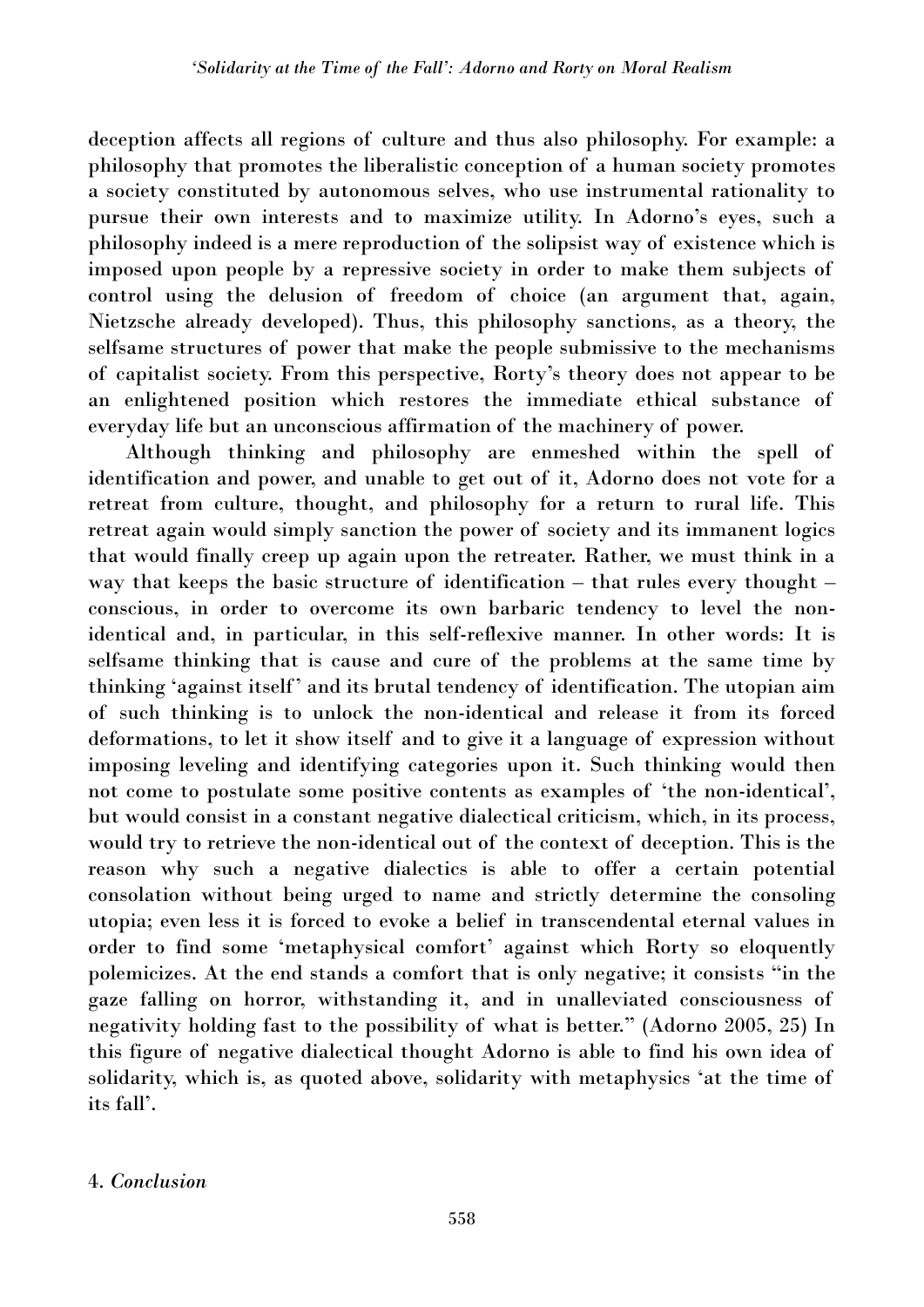deception affects all regions of culture and thus also philosophy. For example: a philosophy that promotes the liberalistic conception of a human society promotes a society constituted by autonomous selves, who use instrumental rationality to pursue their own interests and to maximize utility. In Adorno's eyes, such a philosophy indeed is a mere reproduction of the solipsist way of existence which is imposed upon people by a repressive society in order to make them subjects of control using the delusion of freedom of choice (an argument that, again, Nietzsche already developed). Thus, this philosophy sanctions, as a theory, the selfsame structures of power that make the people submissive to the mechanisms of capitalist society. From this perspective, Rorty's theory does not appear to be an enlightened position which restores the immediate ethical substance of everyday life but an unconscious affirmation of the machinery of power.

Although thinking and philosophy are enmeshed within the spell of identification and power, and unable to get out of it, Adorno does not vote for a retreat from culture, thought, and philosophy for a return to rural life. This retreat again would simply sanction the power of society and its immanent logics that would finally creep up again upon the retreater. Rather, we must think in a way that keeps the basic structure of identification – that rules every thought – conscious, in order to overcome its own barbaric tendency to level the non-identical and, in particular, in this self-reflexive manner. In other words: It is selfsame thinking that is cause and cure of the problems at the same time by thinking 'against itself' and its brutal tendency of identification. The utopian aim of such thinking is to unlock the non-identical and release it from its forced deformations, to let it show itself and to give it a language of expression without imposing leveling and identifying categories upon it. Such thinking would then not come to postulate some positive contents as examples of 'the non-identical', but would consist in a constant negative dialectical criticism, which, in its process, would try to retrieve the non-identical out of the context of deception. This is the reason why such a negative dialectics is able to offer a certain potential consolation without being urged to name and strictly determine the consoling utopia; even less it is forced to evoke a belief in transcendental eternal values in order to find some 'metaphysical comfort' against which Rorty so eloquently polemicizes. At the end stands a comfort that is only negative; it consists "in the gaze falling on horror, withstanding it, and in unalleviated consciousness of negativity holding fast to the possibility of what is better." (Adorno 2005, 25) In this figure of negative dialectical thought Adorno is able to find his own idea of solidarity, which is, as quoted above, solidarity with metaphysics 'at the time of its fall'.

## 4. *Conclusion*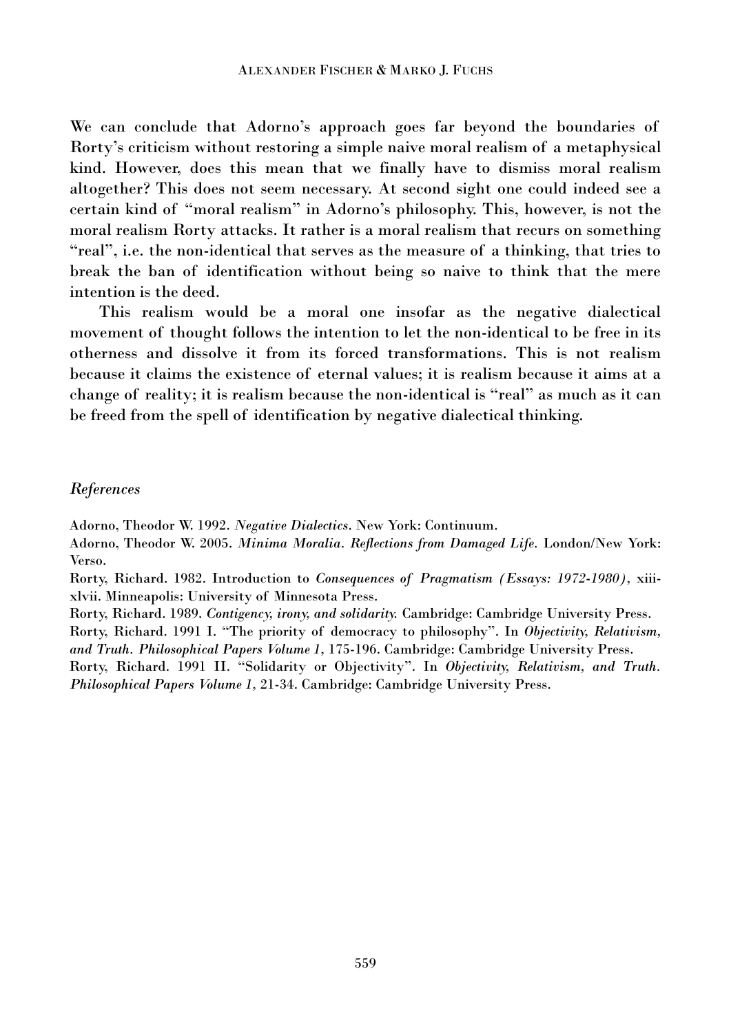We can conclude that Adorno's approach goes far beyond the boundaries of Rorty's criticism without restoring a simple naive moral realism of a metaphysical kind. However, does this mean that we finally have to dismiss moral realism altogether? This does not seem necessary. At second sight one could indeed see a certain kind of "moral realism" in Adorno's philosophy. This, however, is not the moral realism Rorty attacks. It rather is a moral realism that recurs on something "real", i.e. the non-identical that serves as the measure of a thinking, that tries to break the ban of identification without being so naive to think that the mere intention is the deed.

This realism would be a moral one insofar as the negative dialectical movement of thought follows the intention to let the non-identical to be free in its otherness and dissolve it from its forced transformations. This is not realism because it claims the existence of eternal values; it is realism because it aims at a change of reality; it is realism because the non-identical is "real" as much as it can be freed from the spell of identification by negative dialectical thinking.

## *References*

Adorno, Theodor W. 1992. *Negative Dialectics*. New York: Continuum.

Adorno, Theodor W. 2005. *Minima Moralia. Reflections from Damaged Life*. London/New York: Verso.

Rorty, Richard. 1982. Introduction to *Consequences of Pragmatism (Essays: 1972-1980)*, xiii-xlvii. Minneapolis: University of Minnesota Press.

Rorty, Richard. 1989. *Contigency, irony, and solidarity.* Cambridge: Cambridge University Press.

Rorty, Richard. 1991 I. "The priority of democracy to philosophy". In *Objectivity, Relativism, and Truth. Philosophical Papers Volume 1*, 175-196. Cambridge: Cambridge University Press.

Rorty, Richard. 1991 II. "Solidarity or Objectivity". In *Objectivity, Relativism, and Truth. Philosophical Papers Volume 1*, 21-34. Cambridge: Cambridge University Press.